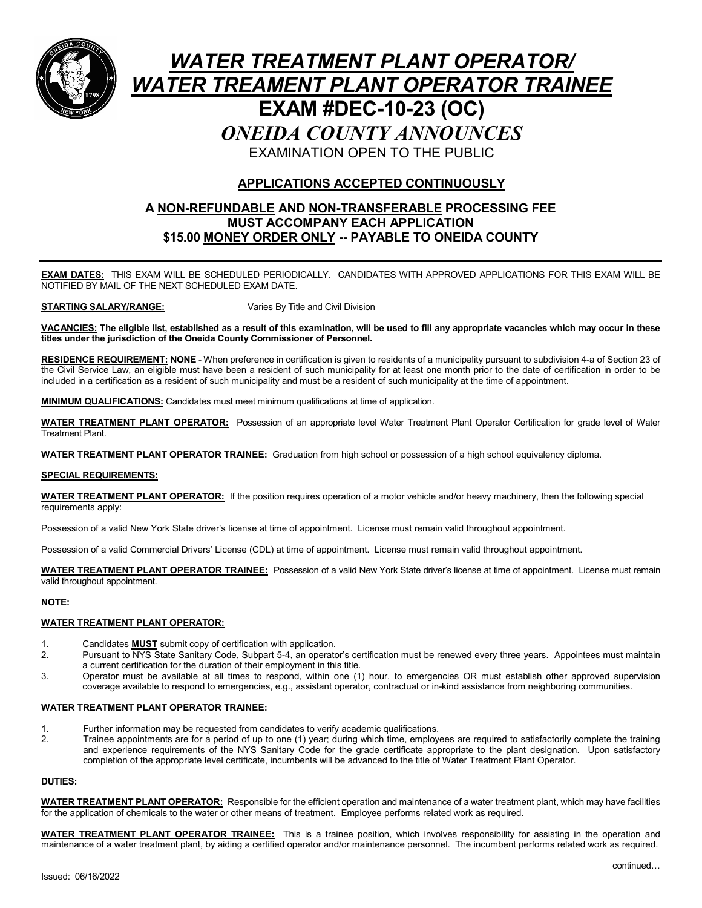# *WATER TREATMENT PLANT OPERATOR/ WATER TREAMENT PLANT OPERATOR TRAINEE*

# EXAM #DEC-10-23 (OC)

## *ONEIDA COUNTY ANNOUNCES*

EXAMINATION OPEN TO THE PUBLIC

**APPLICATIONS ACCEPTED CONTINUOUSLY**

**A NON-REFUNDABLE AND NON-TRANSFERABLE PROCESSING FEE MUST ACCOMPANY EACH APPLICATION**
**$15.00 MONEY ORDER ONLY -- PAYABLE TO ONEIDA COUNTY**

---

**EXAM DATES:** THIS EXAM WILL BE SCHEDULED PERIODICALLY. CANDIDATES WITH APPROVED APPLICATIONS FOR THIS EXAM WILL BE NOTIFIED BY MAIL OF THE NEXT SCHEDULED EXAM DATE.

**STARTING SALARY/RANGE:** Varies By Title and Civil Division

**VACANCIES: The eligible list, established as a result of this examination, will be used to fill any appropriate vacancies which may occur in these titles under the jurisdiction of the Oneida County Commissioner of Personnel.**

**RESIDENCE REQUIREMENT: NONE** - When preference in certification is given to residents of a municipality pursuant to subdivision 4-a of Section 23 of the Civil Service Law, an eligible must have been a resident of such municipality for at least one month prior to the date of certification in order to be included in a certification as a resident of such municipality and must be a resident of such municipality at the time of appointment.

**MINIMUM QUALIFICATIONS:** Candidates must meet minimum qualifications at time of application.

**WATER TREATMENT PLANT OPERATOR:** Possession of an appropriate level Water Treatment Plant Operator Certification for grade level of Water Treatment Plant.

**WATER TREATMENT PLANT OPERATOR TRAINEE:** Graduation from high school or possession of a high school equivalency diploma.

**SPECIAL REQUIREMENTS:**

**WATER TREATMENT PLANT OPERATOR:** If the position requires operation of a motor vehicle and/or heavy machinery, then the following special requirements apply:

Possession of a valid New York State driver's license at time of appointment. License must remain valid throughout appointment.

Possession of a valid Commercial Drivers' License (CDL) at time of appointment. License must remain valid throughout appointment.

**WATER TREATMENT PLANT OPERATOR TRAINEE:** Possession of a valid New York State driver's license at time of appointment. License must remain valid throughout appointment.

**NOTE:**

**WATER TREATMENT PLANT OPERATOR:**

1. Candidates **MUST** submit copy of certification with application.
2. Pursuant to NYS State Sanitary Code, Subpart 5-4, an operator's certification must be renewed every three years. Appointees must maintain a current certification for the duration of their employment in this title.
3. Operator must be available at all times to respond, within one (1) hour, to emergencies OR must establish other approved supervision coverage available to respond to emergencies, e.g., assistant operator, contractual or in-kind assistance from neighboring communities.

**WATER TREATMENT PLANT OPERATOR TRAINEE:**

1. Further information may be requested from candidates to verify academic qualifications.
2. Trainee appointments are for a period of up to one (1) year; during which time, employees are required to satisfactorily complete the training and experience requirements of the NYS Sanitary Code for the grade certificate appropriate to the plant designation. Upon satisfactory completion of the appropriate level certificate, incumbents will be advanced to the title of Water Treatment Plant Operator.

**DUTIES:**

**WATER TREATMENT PLANT OPERATOR:** Responsible for the efficient operation and maintenance of a water treatment plant, which may have facilities for the application of chemicals to the water or other means of treatment. Employee performs related work as required.

**WATER TREATMENT PLANT OPERATOR TRAINEE:** This is a trainee position, which involves responsibility for assisting in the operation and maintenance of a water treatment plant, by aiding a certified operator and/or maintenance personnel. The incumbent performs related work as required.

continued…

Issued: 06/16/2022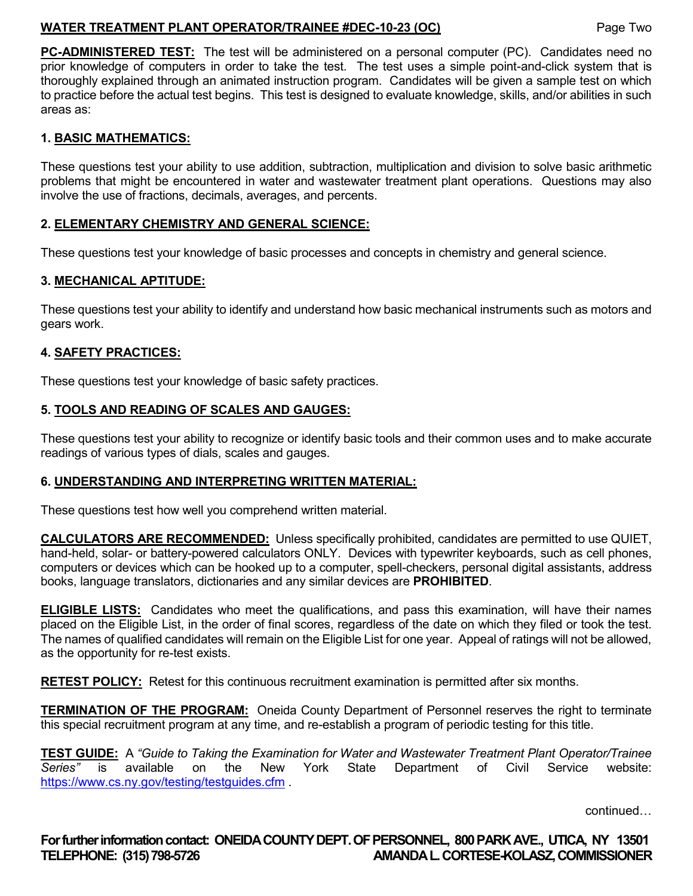**PC-ADMINISTERED TEST:** The test will be administered on a personal computer (PC). Candidates need no prior knowledge of computers in order to take the test. The test uses a simple point-and-click system that is thoroughly explained through an animated instruction program. Candidates will be given a sample test on which to practice before the actual test begins. This test is designed to evaluate knowledge, skills, and/or abilities in such areas as:

**1. BASIC MATHEMATICS:**

These questions test your ability to use addition, subtraction, multiplication and division to solve basic arithmetic problems that might be encountered in water and wastewater treatment plant operations. Questions may also involve the use of fractions, decimals, averages, and percents.

**2. ELEMENTARY CHEMISTRY AND GENERAL SCIENCE:**

These questions test your knowledge of basic processes and concepts in chemistry and general science.

**3. MECHANICAL APTITUDE:**

These questions test your ability to identify and understand how basic mechanical instruments such as motors and gears work.

**4. SAFETY PRACTICES:**

These questions test your knowledge of basic safety practices.

**5. TOOLS AND READING OF SCALES AND GAUGES:**

These questions test your ability to recognize or identify basic tools and their common uses and to make accurate readings of various types of dials, scales and gauges.

**6. UNDERSTANDING AND INTERPRETING WRITTEN MATERIAL:**

These questions test how well you comprehend written material.

**CALCULATORS ARE RECOMMENDED:** Unless specifically prohibited, candidates are permitted to use QUIET, hand-held, solar- or battery-powered calculators ONLY. Devices with typewriter keyboards, such as cell phones, computers or devices which can be hooked up to a computer, spell-checkers, personal digital assistants, address books, language translators, dictionaries and any similar devices are **PROHIBITED**.

**ELIGIBLE LISTS:** Candidates who meet the qualifications, and pass this examination, will have their names placed on the Eligible List, in the order of final scores, regardless of the date on which they filed or took the test. The names of qualified candidates will remain on the Eligible List for one year. Appeal of ratings will not be allowed, as the opportunity for re-test exists.

**RETEST POLICY:** Retest for this continuous recruitment examination is permitted after six months.

**TERMINATION OF THE PROGRAM:** Oneida County Department of Personnel reserves the right to terminate this special recruitment program at any time, and re-establish a program of periodic testing for this title.

**TEST GUIDE:** A *"Guide to Taking the Examination for Water and Wastewater Treatment Plant Operator/Trainee Series"* is available on the New York State Department of Civil Service website: https://www.cs.ny.gov/testing/testguides.cfm .

continued…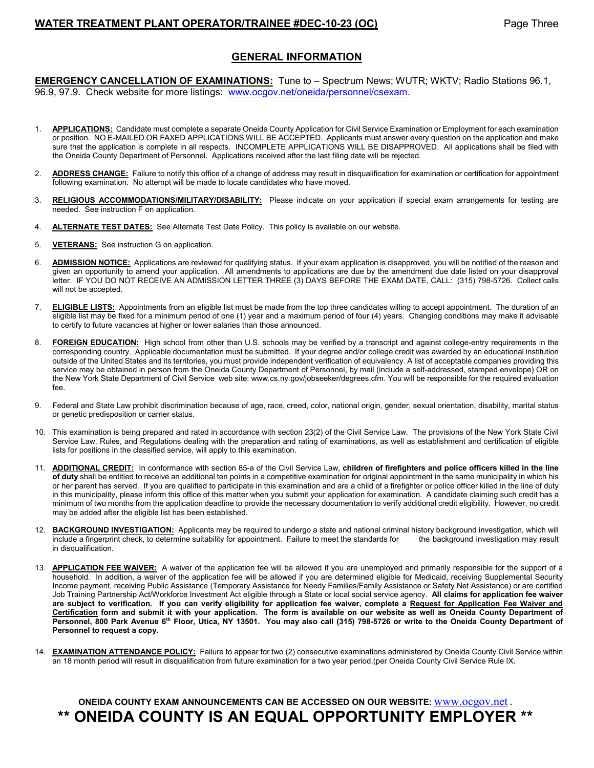## GENERAL INFORMATION

**EMERGENCY CANCELLATION OF EXAMINATIONS:** Tune to – Spectrum News; WUTR; WKTV; Radio Stations 96.1, 96.9, 97.9. Check website for more listings: www.ocgov.net/oneida/personnel/csexam.

1. **APPLICATIONS:** Candidate must complete a separate Oneida County Application for Civil Service Examination or Employment for each examination or position. NO E-MAILED OR FAXED APPLICATIONS WILL BE ACCEPTED. Applicants must answer every question on the application and make sure that the application is complete in all respects. INCOMPLETE APPLICATIONS WILL BE DISAPPROVED. All applications shall be filed with the Oneida County Department of Personnel. Applications received after the last filing date will be rejected.

2. **ADDRESS CHANGE:** Failure to notify this office of a change of address may result in disqualification for examination or certification for appointment following examination. No attempt will be made to locate candidates who have moved.

3. **RELIGIOUS ACCOMMODATIONS/MILITARY/DISABILITY:** Please indicate on your application if special exam arrangements for testing are needed. See instruction F on application.

4. **ALTERNATE TEST DATES:** See Alternate Test Date Policy. This policy is available on our website.

5. **VETERANS:** See instruction G on application.

6. **ADMISSION NOTICE:** Applications are reviewed for qualifying status. If your exam application is disapproved, you will be notified of the reason and given an opportunity to amend your application. All amendments to applications are due by the amendment due date listed on your disapproval letter. IF YOU DO NOT RECEIVE AN ADMISSION LETTER THREE (3) DAYS BEFORE THE EXAM DATE, CALL: (315) 798-5726. Collect calls will not be accepted.

7. **ELIGIBLE LISTS:** Appointments from an eligible list must be made from the top three candidates willing to accept appointment. The duration of an eligible list may be fixed for a minimum period of one (1) year and a maximum period of four (4) years. Changing conditions may make it advisable to certify to future vacancies at higher or lower salaries than those announced.

8. **FOREIGN EDUCATION:** High school from other than U.S. schools may be verified by a transcript and against college-entry requirements in the corresponding country. Applicable documentation must be submitted. If your degree and/or college credit was awarded by an educational institution outside of the United States and its territories, you must provide independent verification of equivalency. A list of acceptable companies providing this service may be obtained in person from the Oneida County Department of Personnel, by mail (include a self-addressed, stamped envelope) OR on the New York State Department of Civil Service web site: www.cs.ny.gov/jobseeker/degrees.cfm. You will be responsible for the required evaluation fee.

9. Federal and State Law prohibit discrimination because of age, race, creed, color, national origin, gender, sexual orientation, disability, marital status or genetic predisposition or carrier status.

10. This examination is being prepared and rated in accordance with section 23(2) of the Civil Service Law. The provisions of the New York State Civil Service Law, Rules, and Regulations dealing with the preparation and rating of examinations, as well as establishment and certification of eligible lists for positions in the classified service, will apply to this examination.

11. **ADDITIONAL CREDIT:** In conformance with section 85-a of the Civil Service Law, **children of firefighters and police officers killed in the line of duty** shall be entitled to receive an additional ten points in a competitive examination for original appointment in the same municipality in which his or her parent has served. If you are qualified to participate in this examination and are a child of a firefighter or police officer killed in the line of duty in this municipality, please inform this office of this matter when you submit your application for examination. A candidate claiming such credit has a minimum of two months from the application deadline to provide the necessary documentation to verify additional credit eligibility. However, no credit may be added after the eligible list has been established.

12. **BACKGROUND INVESTIGATION:** Applicants may be required to undergo a state and national criminal history background investigation, which will include a fingerprint check, to determine suitability for appointment. Failure to meet the standards for the background investigation may result in disqualification.

13. **APPLICATION FEE WAIVER:** A waiver of the application fee will be allowed if you are unemployed and primarily responsible for the support of a household. In addition, a waiver of the application fee will be allowed if you are determined eligible for Medicaid, receiving Supplemental Security Income payment, receiving Public Assistance (Temporary Assistance for Needy Families/Family Assistance or Safety Net Assistance) or are certified Job Training Partnership Act/Workforce Investment Act eligible through a State or local social service agency. **All claims for application fee waiver are subject to verification. If you can verify eligibility for application fee waiver, complete a Request for Application Fee Waiver and Certification form and submit it with your application. The form is available on our website as well as Oneida County Department of Personnel, 800 Park Avenue 6th Floor, Utica, NY 13501. You may also call (315) 798-5726 or write to the Oneida County Department of Personnel to request a copy.**

14. **EXAMINATION ATTENDANCE POLICY:** Failure to appear for two (2) consecutive examinations administered by Oneida County Civil Service within an 18 month period will result in disqualification from future examination for a two year period,(per Oneida County Civil Service Rule IX.

**ONEIDA COUNTY EXAM ANNOUNCEMENTS CAN BE ACCESSED ON OUR WEBSITE:** www.ocgov.net.

**\*\* ONEIDA COUNTY IS AN EQUAL OPPORTUNITY EMPLOYER \*\***